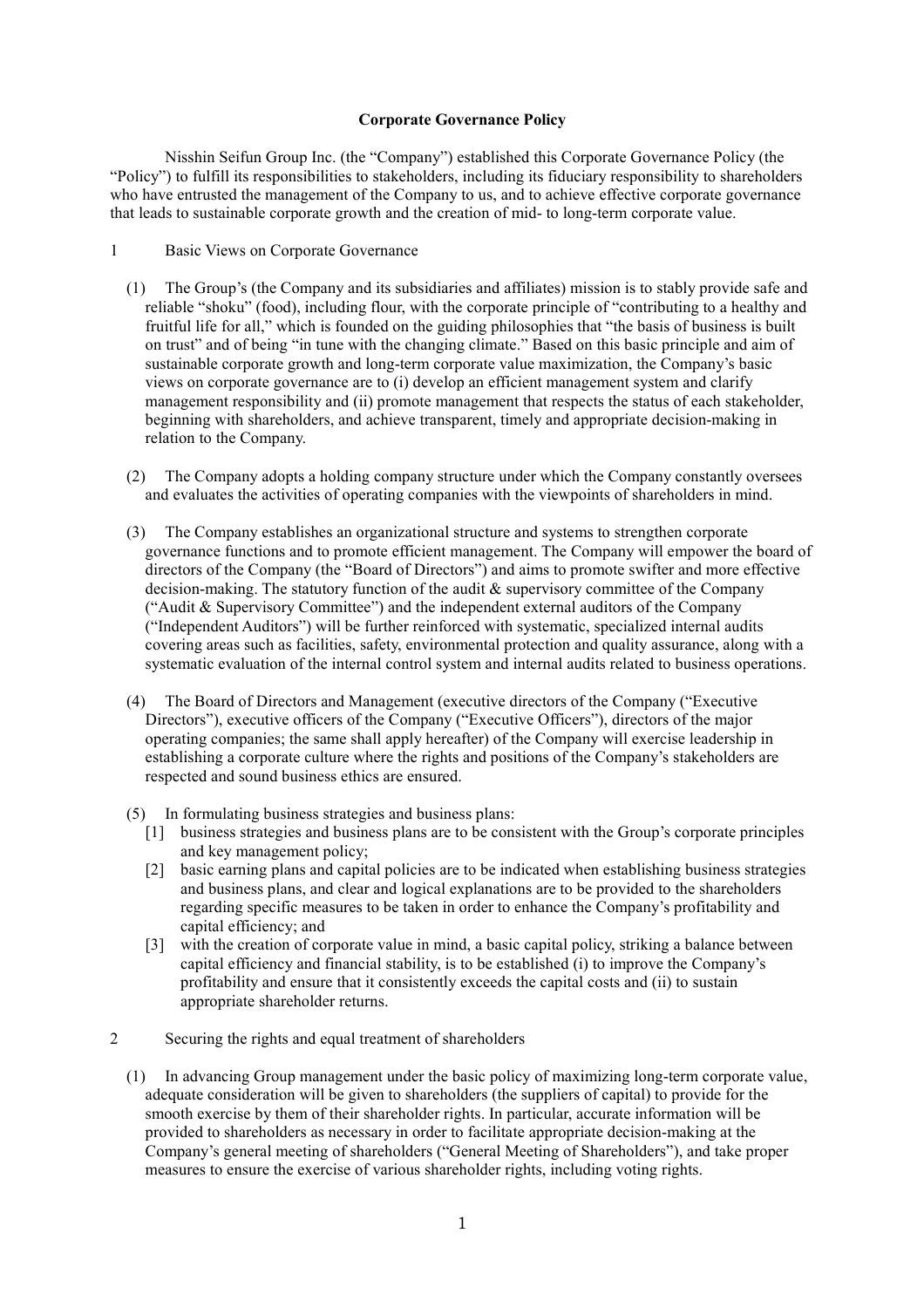# Corporate Governance Policy

Nisshin Seifun Group Inc. (the "Company") established this Corporate Governance Policy (the "Policy") to fulfill its responsibilities to stakeholders, including its fiduciary responsibility to shareholders who have entrusted the management of the Company to us, and to achieve effective corporate governance that leads to sustainable corporate growth and the creation of mid- to long-term corporate value.

## 1 Basic Views on Corporate Governance

(1) The Group's (the Company and its subsidiaries and affiliates) mission is to stably provide safe and reliable "shoku" (food), including flour, with the corporate principle of "contributing to a healthy and fruitful life for all," which is founded on the guiding philosophies that "the basis of business is built on trust" and of being "in tune with the changing climate." Based on this basic principle and aim of sustainable corporate growth and long-term corporate value maximization, the Company's basic views on corporate governance are to (i) develop an efficient management system and clarify management responsibility and (ii) promote management that respects the status of each stakeholder, beginning with shareholders, and achieve transparent, timely and appropriate decision-making in relation to the Company.

(2) The Company adopts a holding company structure under which the Company constantly oversees and evaluates the activities of operating companies with the viewpoints of shareholders in mind.

(3) The Company establishes an organizational structure and systems to strengthen corporate governance functions and to promote efficient management. The Company will empower the board of directors of the Company (the "Board of Directors") and aims to promote swifter and more effective decision-making. The statutory function of the audit & supervisory committee of the Company ("Audit & Supervisory Committee") and the independent external auditors of the Company ("Independent Auditors") will be further reinforced with systematic, specialized internal audits covering areas such as facilities, safety, environmental protection and quality assurance, along with a systematic evaluation of the internal control system and internal audits related to business operations.

(4) The Board of Directors and Management (executive directors of the Company ("Executive Directors"), executive officers of the Company ("Executive Officers"), directors of the major operating companies; the same shall apply hereafter) of the Company will exercise leadership in establishing a corporate culture where the rights and positions of the Company's stakeholders are respected and sound business ethics are ensured.

(5) In formulating business strategies and business plans:

[1] business strategies and business plans are to be consistent with the Group's corporate principles and key management policy;

[2] basic earning plans and capital policies are to be indicated when establishing business strategies and business plans, and clear and logical explanations are to be provided to the shareholders regarding specific measures to be taken in order to enhance the Company's profitability and capital efficiency; and

[3] with the creation of corporate value in mind, a basic capital policy, striking a balance between capital efficiency and financial stability, is to be established (i) to improve the Company's profitability and ensure that it consistently exceeds the capital costs and (ii) to sustain appropriate shareholder returns.

## 2 Securing the rights and equal treatment of shareholders

(1) In advancing Group management under the basic policy of maximizing long-term corporate value, adequate consideration will be given to shareholders (the suppliers of capital) to provide for the smooth exercise by them of their shareholder rights. In particular, accurate information will be provided to shareholders as necessary in order to facilitate appropriate decision-making at the Company's general meeting of shareholders ("General Meeting of Shareholders"), and take proper measures to ensure the exercise of various shareholder rights, including voting rights.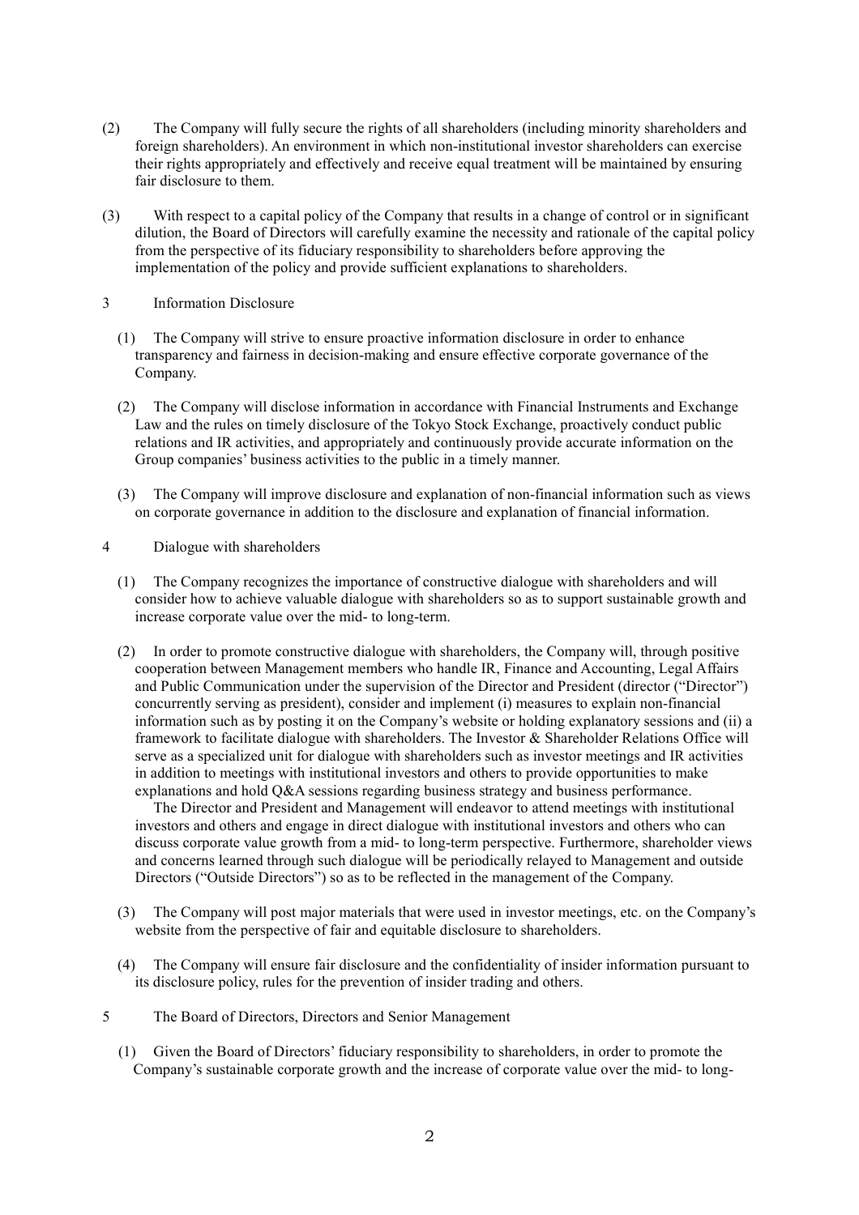(2) The Company will fully secure the rights of all shareholders (including minority shareholders and foreign shareholders). An environment in which non-institutional investor shareholders can exercise their rights appropriately and effectively and receive equal treatment will be maintained by ensuring fair disclosure to them.

(3) With respect to a capital policy of the Company that results in a change of control or in significant dilution, the Board of Directors will carefully examine the necessity and rationale of the capital policy from the perspective of its fiduciary responsibility to shareholders before approving the implementation of the policy and provide sufficient explanations to shareholders.

## 3 Information Disclosure

(1) The Company will strive to ensure proactive information disclosure in order to enhance transparency and fairness in decision-making and ensure effective corporate governance of the Company.

(2) The Company will disclose information in accordance with Financial Instruments and Exchange Law and the rules on timely disclosure of the Tokyo Stock Exchange, proactively conduct public relations and IR activities, and appropriately and continuously provide accurate information on the Group companies' business activities to the public in a timely manner.

(3) The Company will improve disclosure and explanation of non-financial information such as views on corporate governance in addition to the disclosure and explanation of financial information.

## 4 Dialogue with shareholders

(1) The Company recognizes the importance of constructive dialogue with shareholders and will consider how to achieve valuable dialogue with shareholders so as to support sustainable growth and increase corporate value over the mid- to long-term.

(2) In order to promote constructive dialogue with shareholders, the Company will, through positive cooperation between Management members who handle IR, Finance and Accounting, Legal Affairs and Public Communication under the supervision of the Director and President (director ("Director") concurrently serving as president), consider and implement (i) measures to explain non-financial information such as by posting it on the Company's website or holding explanatory sessions and (ii) a framework to facilitate dialogue with shareholders. The Investor & Shareholder Relations Office will serve as a specialized unit for dialogue with shareholders such as investor meetings and IR activities in addition to meetings with institutional investors and others to provide opportunities to make explanations and hold Q&A sessions regarding business strategy and business performance.

The Director and President and Management will endeavor to attend meetings with institutional investors and others and engage in direct dialogue with institutional investors and others who can discuss corporate value growth from a mid- to long-term perspective. Furthermore, shareholder views and concerns learned through such dialogue will be periodically relayed to Management and outside Directors ("Outside Directors") so as to be reflected in the management of the Company.

(3) The Company will post major materials that were used in investor meetings, etc. on the Company's website from the perspective of fair and equitable disclosure to shareholders.

(4) The Company will ensure fair disclosure and the confidentiality of insider information pursuant to its disclosure policy, rules for the prevention of insider trading and others.

## 5 The Board of Directors, Directors and Senior Management

(1) Given the Board of Directors' fiduciary responsibility to shareholders, in order to promote the Company's sustainable corporate growth and the increase of corporate value over the mid- to long-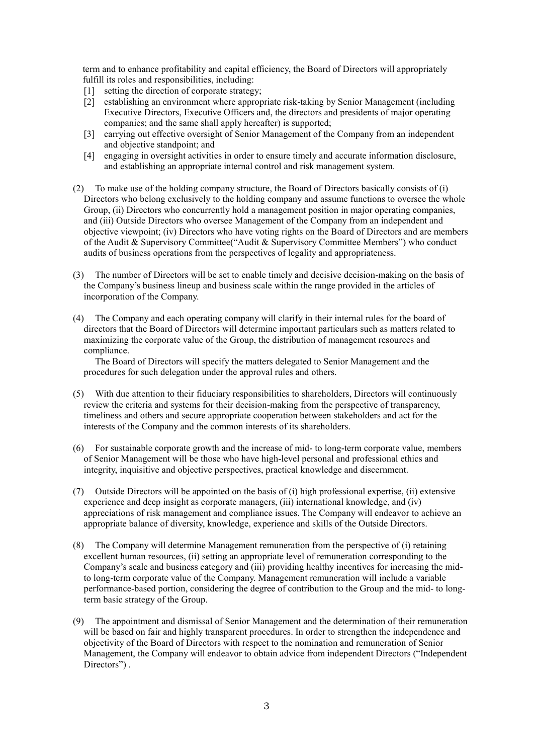term and to enhance profitability and capital efficiency, the Board of Directors will appropriately fulfill its roles and responsibilities, including:

[1] setting the direction of corporate strategy;

[2] establishing an environment where appropriate risk-taking by Senior Management (including Executive Directors, Executive Officers and, the directors and presidents of major operating companies; and the same shall apply hereafter) is supported;

[3] carrying out effective oversight of Senior Management of the Company from an independent and objective standpoint; and

[4] engaging in oversight activities in order to ensure timely and accurate information disclosure, and establishing an appropriate internal control and risk management system.

(2) To make use of the holding company structure, the Board of Directors basically consists of (i) Directors who belong exclusively to the holding company and assume functions to oversee the whole Group, (ii) Directors who concurrently hold a management position in major operating companies, and (iii) Outside Directors who oversee Management of the Company from an independent and objective viewpoint; (iv) Directors who have voting rights on the Board of Directors and are members of the Audit & Supervisory Committee("Audit & Supervisory Committee Members") who conduct audits of business operations from the perspectives of legality and appropriateness.

(3) The number of Directors will be set to enable timely and decisive decision-making on the basis of the Company's business lineup and business scale within the range provided in the articles of incorporation of the Company.

(4) The Company and each operating company will clarify in their internal rules for the board of directors that the Board of Directors will determine important particulars such as matters related to maximizing the corporate value of the Group, the distribution of management resources and compliance.

The Board of Directors will specify the matters delegated to Senior Management and the procedures for such delegation under the approval rules and others.

(5) With due attention to their fiduciary responsibilities to shareholders, Directors will continuously review the criteria and systems for their decision-making from the perspective of transparency, timeliness and others and secure appropriate cooperation between stakeholders and act for the interests of the Company and the common interests of its shareholders.

(6) For sustainable corporate growth and the increase of mid- to long-term corporate value, members of Senior Management will be those who have high-level personal and professional ethics and integrity, inquisitive and objective perspectives, practical knowledge and discernment.

(7) Outside Directors will be appointed on the basis of (i) high professional expertise, (ii) extensive experience and deep insight as corporate managers, (iii) international knowledge, and (iv) appreciations of risk management and compliance issues. The Company will endeavor to achieve an appropriate balance of diversity, knowledge, experience and skills of the Outside Directors.

(8) The Company will determine Management remuneration from the perspective of (i) retaining excellent human resources, (ii) setting an appropriate level of remuneration corresponding to the Company's scale and business category and (iii) providing healthy incentives for increasing the mid- to long-term corporate value of the Company. Management remuneration will include a variable performance-based portion, considering the degree of contribution to the Group and the mid- to long-term basic strategy of the Group.

(9) The appointment and dismissal of Senior Management and the determination of their remuneration will be based on fair and highly transparent procedures. In order to strengthen the independence and objectivity of the Board of Directors with respect to the nomination and remuneration of Senior Management, the Company will endeavor to obtain advice from independent Directors ("Independent Directors") .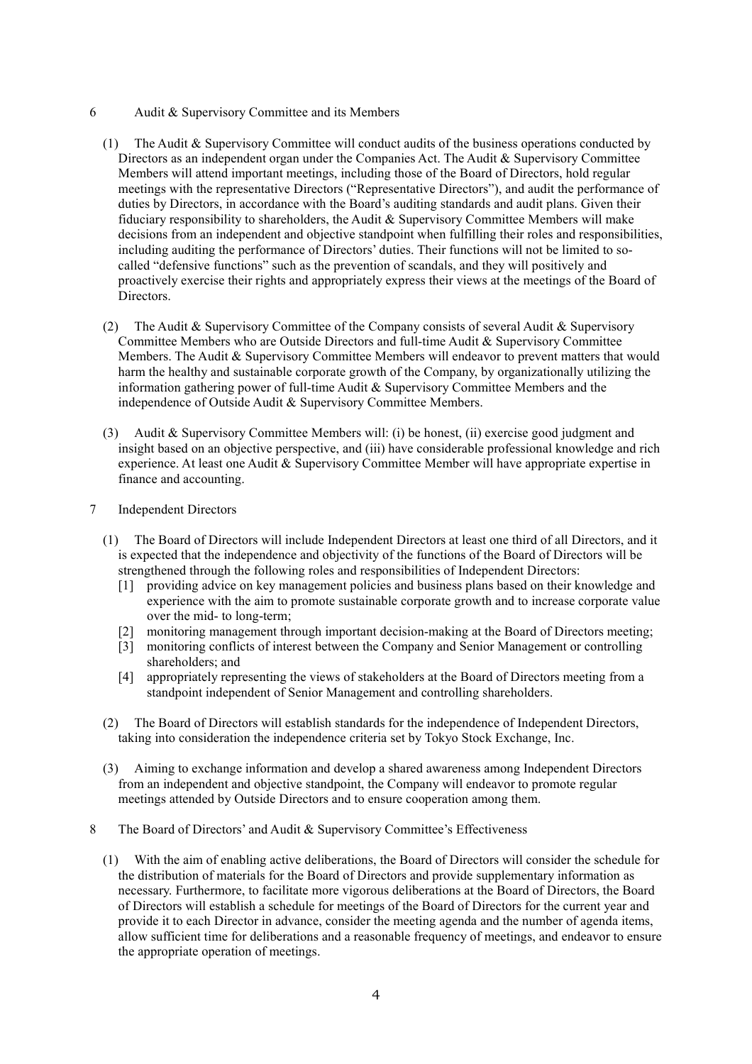## 6 Audit & Supervisory Committee and its Members

(1) The Audit & Supervisory Committee will conduct audits of the business operations conducted by Directors as an independent organ under the Companies Act. The Audit & Supervisory Committee Members will attend important meetings, including those of the Board of Directors, hold regular meetings with the representative Directors ("Representative Directors"), and audit the performance of duties by Directors, in accordance with the Board's auditing standards and audit plans. Given their fiduciary responsibility to shareholders, the Audit & Supervisory Committee Members will make decisions from an independent and objective standpoint when fulfilling their roles and responsibilities, including auditing the performance of Directors' duties. Their functions will not be limited to so-called "defensive functions" such as the prevention of scandals, and they will positively and proactively exercise their rights and appropriately express their views at the meetings of the Board of Directors.

(2) The Audit & Supervisory Committee of the Company consists of several Audit & Supervisory Committee Members who are Outside Directors and full-time Audit & Supervisory Committee Members. The Audit & Supervisory Committee Members will endeavor to prevent matters that would harm the healthy and sustainable corporate growth of the Company, by organizationally utilizing the information gathering power of full-time Audit & Supervisory Committee Members and the independence of Outside Audit & Supervisory Committee Members.

(3) Audit & Supervisory Committee Members will: (i) be honest, (ii) exercise good judgment and insight based on an objective perspective, and (iii) have considerable professional knowledge and rich experience. At least one Audit & Supervisory Committee Member will have appropriate expertise in finance and accounting.

## 7 Independent Directors

(1) The Board of Directors will include Independent Directors at least one third of all Directors, and it is expected that the independence and objectivity of the functions of the Board of Directors will be strengthened through the following roles and responsibilities of Independent Directors:

- [1] providing advice on key management policies and business plans based on their knowledge and experience with the aim to promote sustainable corporate growth and to increase corporate value over the mid- to long-term;
- [2] monitoring management through important decision-making at the Board of Directors meeting;
- [3] monitoring conflicts of interest between the Company and Senior Management or controlling shareholders; and
- [4] appropriately representing the views of stakeholders at the Board of Directors meeting from a standpoint independent of Senior Management and controlling shareholders.

(2) The Board of Directors will establish standards for the independence of Independent Directors, taking into consideration the independence criteria set by Tokyo Stock Exchange, Inc.

(3) Aiming to exchange information and develop a shared awareness among Independent Directors from an independent and objective standpoint, the Company will endeavor to promote regular meetings attended by Outside Directors and to ensure cooperation among them.

## 8 The Board of Directors' and Audit & Supervisory Committee's Effectiveness

(1) With the aim of enabling active deliberations, the Board of Directors will consider the schedule for the distribution of materials for the Board of Directors and provide supplementary information as necessary. Furthermore, to facilitate more vigorous deliberations at the Board of Directors, the Board of Directors will establish a schedule for meetings of the Board of Directors for the current year and provide it to each Director in advance, consider the meeting agenda and the number of agenda items, allow sufficient time for deliberations and a reasonable frequency of meetings, and endeavor to ensure the appropriate operation of meetings.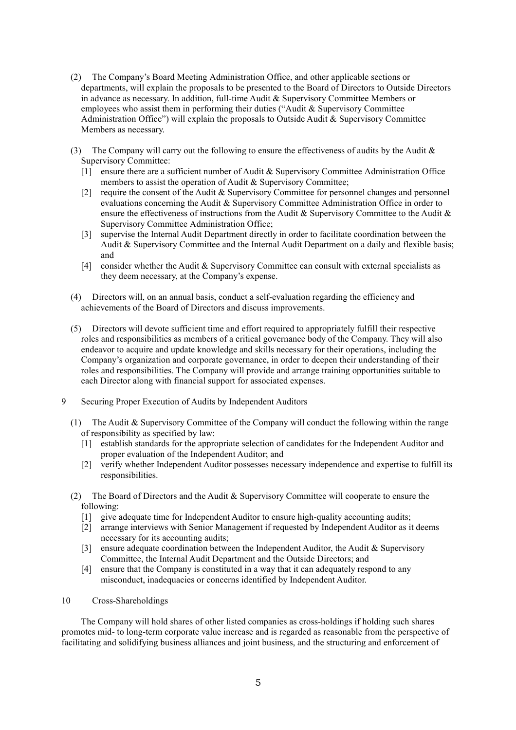(2) The Company's Board Meeting Administration Office, and other applicable sections or departments, will explain the proposals to be presented to the Board of Directors to Outside Directors in advance as necessary. In addition, full-time Audit & Supervisory Committee Members or employees who assist them in performing their duties ("Audit & Supervisory Committee Administration Office") will explain the proposals to Outside Audit & Supervisory Committee Members as necessary.

(3) The Company will carry out the following to ensure the effectiveness of audits by the Audit & Supervisory Committee:

- [1] ensure there are a sufficient number of Audit & Supervisory Committee Administration Office members to assist the operation of Audit & Supervisory Committee;
- [2] require the consent of the Audit & Supervisory Committee for personnel changes and personnel evaluations concerning the Audit & Supervisory Committee Administration Office in order to ensure the effectiveness of instructions from the Audit & Supervisory Committee to the Audit & Supervisory Committee Administration Office;
- [3] supervise the Internal Audit Department directly in order to facilitate coordination between the Audit & Supervisory Committee and the Internal Audit Department on a daily and flexible basis; and
- [4] consider whether the Audit & Supervisory Committee can consult with external specialists as they deem necessary, at the Company's expense.

(4) Directors will, on an annual basis, conduct a self-evaluation regarding the efficiency and achievements of the Board of Directors and discuss improvements.

(5) Directors will devote sufficient time and effort required to appropriately fulfill their respective roles and responsibilities as members of a critical governance body of the Company. They will also endeavor to acquire and update knowledge and skills necessary for their operations, including the Company's organization and corporate governance, in order to deepen their understanding of their roles and responsibilities. The Company will provide and arrange training opportunities suitable to each Director along with financial support for associated expenses.

## 9 Securing Proper Execution of Audits by Independent Auditors

(1) The Audit & Supervisory Committee of the Company will conduct the following within the range of responsibility as specified by law:

- [1] establish standards for the appropriate selection of candidates for the Independent Auditor and proper evaluation of the Independent Auditor; and
- [2] verify whether Independent Auditor possesses necessary independence and expertise to fulfill its responsibilities.

(2) The Board of Directors and the Audit & Supervisory Committee will cooperate to ensure the following:

- [1] give adequate time for Independent Auditor to ensure high-quality accounting audits;
- [2] arrange interviews with Senior Management if requested by Independent Auditor as it deems necessary for its accounting audits;
- [3] ensure adequate coordination between the Independent Auditor, the Audit & Supervisory Committee, the Internal Audit Department and the Outside Directors; and
- [4] ensure that the Company is constituted in a way that it can adequately respond to any misconduct, inadequacies or concerns identified by Independent Auditor.

## 10 Cross-Shareholdings

The Company will hold shares of other listed companies as cross-holdings if holding such shares promotes mid- to long-term corporate value increase and is regarded as reasonable from the perspective of facilitating and solidifying business alliances and joint business, and the structuring and enforcement of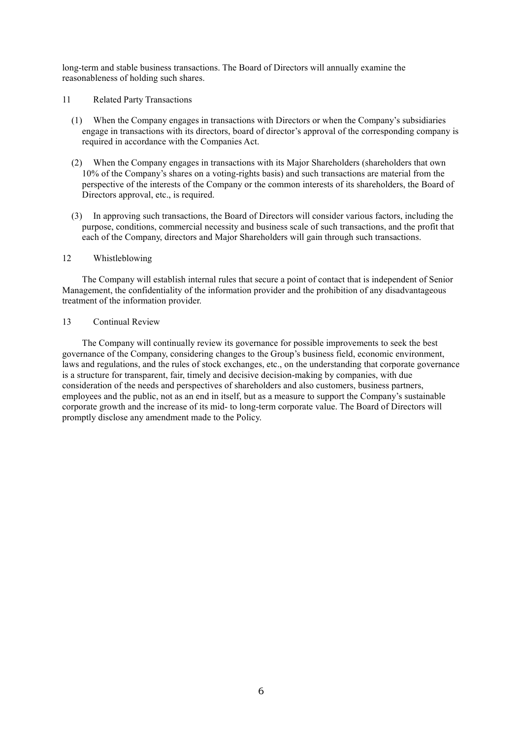long-term and stable business transactions. The Board of Directors will annually examine the reasonableness of holding such shares.

## 11 Related Party Transactions

(1) When the Company engages in transactions with Directors or when the Company's subsidiaries engage in transactions with its directors, board of director's approval of the corresponding company is required in accordance with the Companies Act.

(2) When the Company engages in transactions with its Major Shareholders (shareholders that own 10% of the Company's shares on a voting-rights basis) and such transactions are material from the perspective of the interests of the Company or the common interests of its shareholders, the Board of Directors approval, etc., is required.

(3) In approving such transactions, the Board of Directors will consider various factors, including the purpose, conditions, commercial necessity and business scale of such transactions, and the profit that each of the Company, directors and Major Shareholders will gain through such transactions.

## 12 Whistleblowing

The Company will establish internal rules that secure a point of contact that is independent of Senior Management, the confidentiality of the information provider and the prohibition of any disadvantageous treatment of the information provider.

## 13 Continual Review

The Company will continually review its governance for possible improvements to seek the best governance of the Company, considering changes to the Group's business field, economic environment, laws and regulations, and the rules of stock exchanges, etc., on the understanding that corporate governance is a structure for transparent, fair, timely and decisive decision-making by companies, with due consideration of the needs and perspectives of shareholders and also customers, business partners, employees and the public, not as an end in itself, but as a measure to support the Company's sustainable corporate growth and the increase of its mid- to long-term corporate value. The Board of Directors will promptly disclose any amendment made to the Policy.